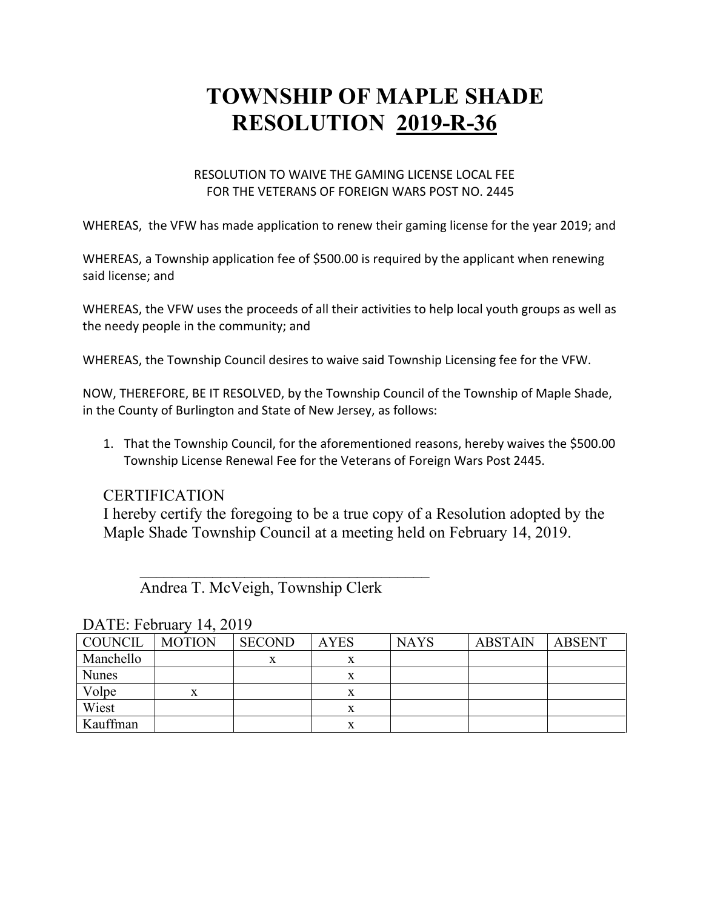# TOWNSHIP OF MAPLE SHADE
# RESOLUTION 2019-R-36

RESOLUTION TO WAIVE THE GAMING LICENSE LOCAL FEE
FOR THE VETERANS OF FOREIGN WARS POST NO. 2445

WHEREAS, the VFW has made application to renew their gaming license for the year 2019; and

WHEREAS, a Township application fee of $500.00 is required by the applicant when renewing said license; and

WHEREAS, the VFW uses the proceeds of all their activities to help local youth groups as well as the needy people in the community; and

WHEREAS, the Township Council desires to waive said Township Licensing fee for the VFW.

NOW, THEREFORE, BE IT RESOLVED, by the Township Council of the Township of Maple Shade, in the County of Burlington and State of New Jersey, as follows:

1. That the Township Council, for the aforementioned reasons, hereby waives the $500.00 Township License Renewal Fee for the Veterans of Foreign Wars Post 2445.

CERTIFICATION

I hereby certify the foregoing to be a true copy of a Resolution adopted by the Maple Shade Township Council at a meeting held on February 14, 2019.

_____________________________________
Andrea T. McVeigh, Township Clerk

DATE: February 14, 2019

| COUNCIL | MOTION | SECOND | AYES | NAYS | ABSTAIN | ABSENT |
|---|---|---|---|---|---|---|
| Manchello | | x | x | | | |
| Nunes | | | x | | | |
| Volpe | x | | x | | | |
| Wiest | | | x | | | |
| Kauffman | | | x | | | |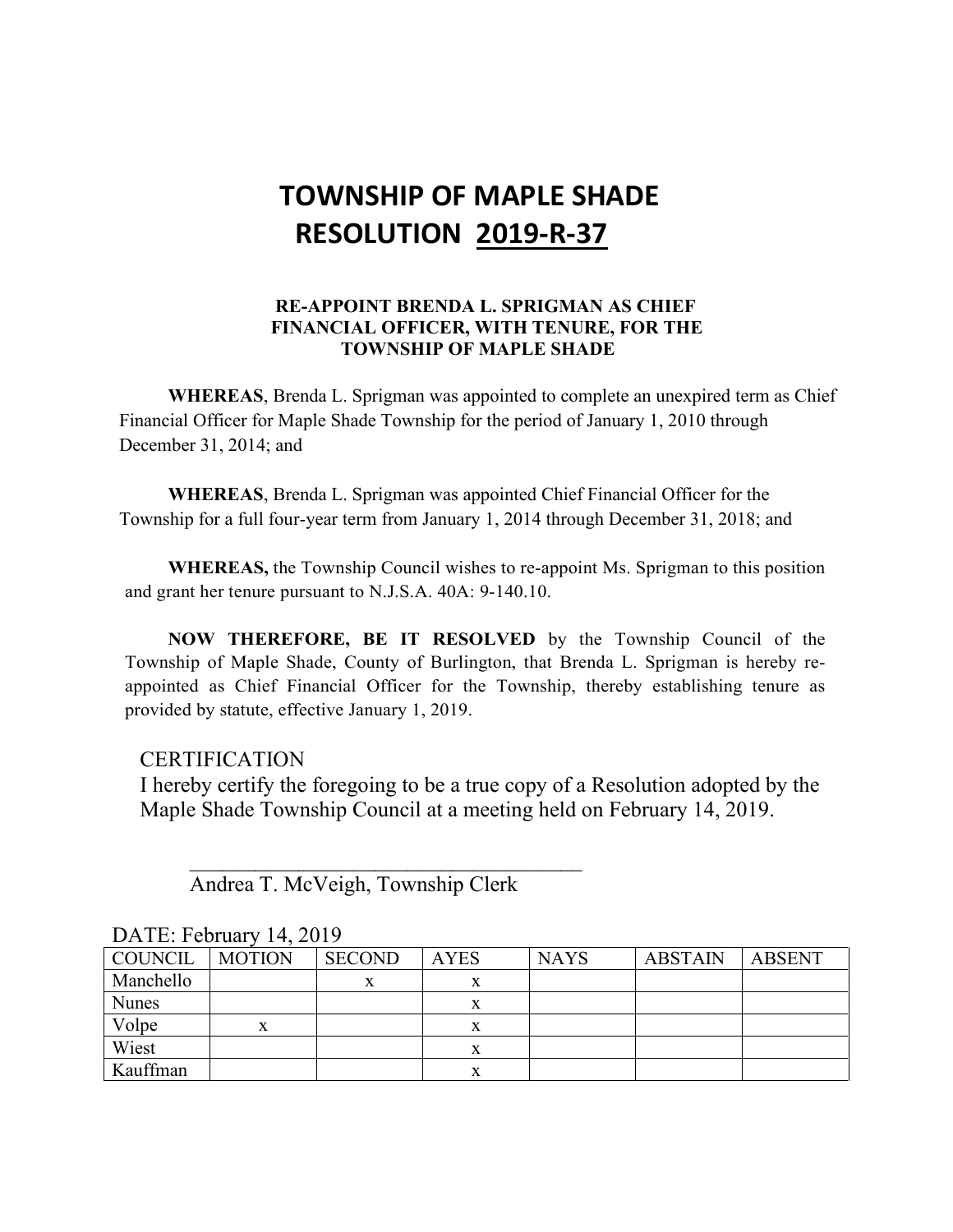# TOWNSHIP OF MAPLE SHADE
# RESOLUTION 2019-R-37

**RE-APPOINT BRENDA L. SPRIGMAN AS CHIEF FINANCIAL OFFICER, WITH TENURE, FOR THE TOWNSHIP OF MAPLE SHADE**

**WHEREAS**, Brenda L. Sprigman was appointed to complete an unexpired term as Chief Financial Officer for Maple Shade Township for the period of January 1, 2010 through December 31, 2014; and

**WHEREAS**, Brenda L. Sprigman was appointed Chief Financial Officer for the Township for a full four-year term from January 1, 2014 through December 31, 2018; and

**WHEREAS,** the Township Council wishes to re-appoint Ms. Sprigman to this position and grant her tenure pursuant to N.J.S.A. 40A: 9-140.10.

**NOW THEREFORE, BE IT RESOLVED** by the Township Council of the Township of Maple Shade, County of Burlington, that Brenda L. Sprigman is hereby re-appointed as Chief Financial Officer for the Township, thereby establishing tenure as provided by statute, effective January 1, 2019.

CERTIFICATION

I hereby certify the foregoing to be a true copy of a Resolution adopted by the Maple Shade Township Council at a meeting held on February 14, 2019.

\_\_\_\_\_\_\_\_\_\_\_\_\_\_\_\_\_\_\_\_\_\_\_\_\_\_\_\_\_\_\_\_\_\_\_\_\_\_

Andrea T. McVeigh, Township Clerk

DATE: February 14, 2019

| COUNCIL | MOTION | SECOND | AYES | NAYS | ABSTAIN | ABSENT |
|---|---|---|---|---|---|---|
| Manchello | | x | x | | | |
| Nunes | | | x | | | |
| Volpe | x | | x | | | |
| Wiest | | | x | | | |
| Kauffman | | | x | | | |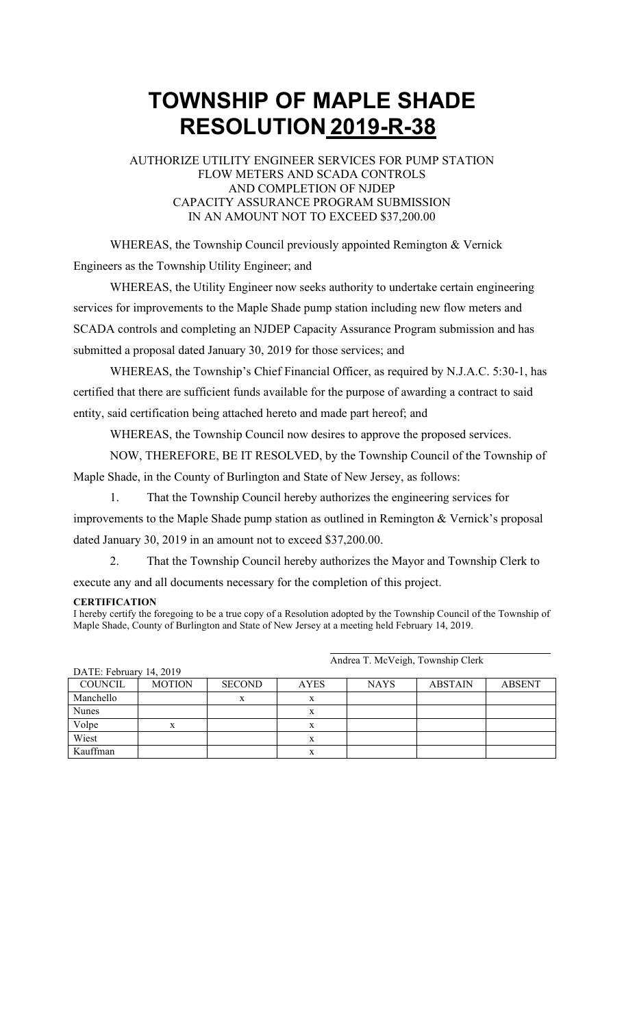# TOWNSHIP OF MAPLE SHADE
# RESOLUTION 2019-R-38

AUTHORIZE UTILITY ENGINEER SERVICES FOR PUMP STATION FLOW METERS AND SCADA CONTROLS AND COMPLETION OF NJDEP CAPACITY ASSURANCE PROGRAM SUBMISSION IN AN AMOUNT NOT TO EXCEED $37,200.00

WHEREAS, the Township Council previously appointed Remington & Vernick Engineers as the Township Utility Engineer; and

WHEREAS, the Utility Engineer now seeks authority to undertake certain engineering services for improvements to the Maple Shade pump station including new flow meters and SCADA controls and completing an NJDEP Capacity Assurance Program submission and has submitted a proposal dated January 30, 2019 for those services; and

WHEREAS, the Township's Chief Financial Officer, as required by N.J.A.C. 5:30-1, has certified that there are sufficient funds available for the purpose of awarding a contract to said entity, said certification being attached hereto and made part hereof; and

WHEREAS, the Township Council now desires to approve the proposed services.

NOW, THEREFORE, BE IT RESOLVED, by the Township Council of the Township of Maple Shade, in the County of Burlington and State of New Jersey, as follows:

1. That the Township Council hereby authorizes the engineering services for improvements to the Maple Shade pump station as outlined in Remington & Vernick's proposal dated January 30, 2019 in an amount not to exceed $37,200.00.

2. That the Township Council hereby authorizes the Mayor and Township Clerk to execute any and all documents necessary for the completion of this project.

**CERTIFICATION**

I hereby certify the foregoing to be a true copy of a Resolution adopted by the Township Council of the Township of Maple Shade, County of Burlington and State of New Jersey at a meeting held February 14, 2019.

Andrea T. McVeigh, Township Clerk

DATE: February 14, 2019

| COUNCIL | MOTION | SECOND | AYES | NAYS | ABSTAIN | ABSENT |
|---|---|---|---|---|---|---|
| Manchello | | x | x | | | |
| Nunes | | | x | | | |
| Volpe | x | | x | | | |
| Wiest | | | x | | | |
| Kauffman | | | x | | | |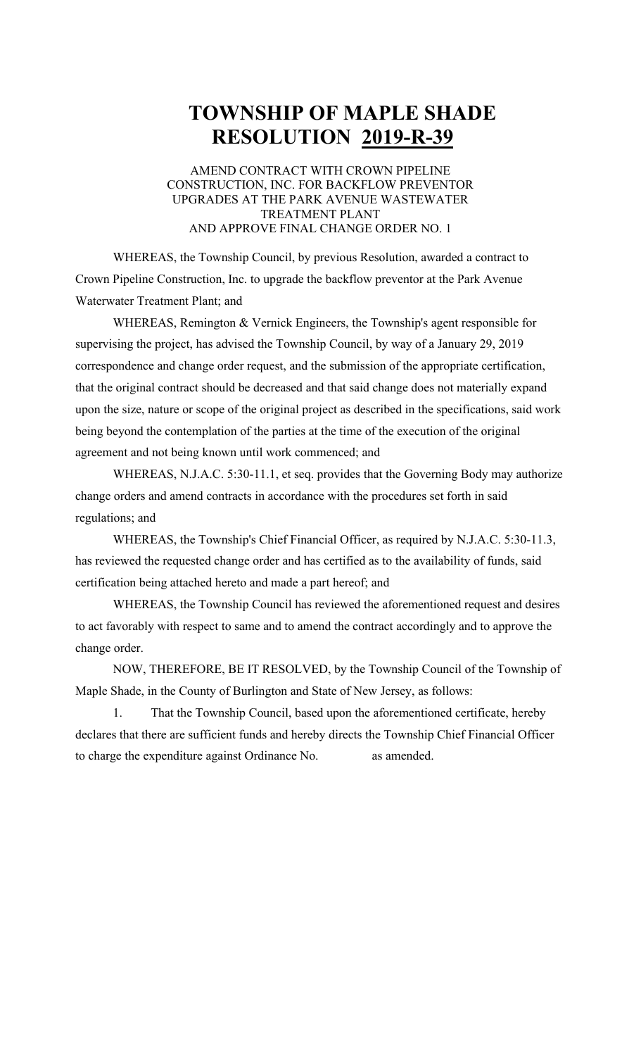# TOWNSHIP OF MAPLE SHADE
# RESOLUTION **2019-R-39**

AMEND CONTRACT WITH CROWN PIPELINE CONSTRUCTION, INC. FOR BACKFLOW PREVENTOR UPGRADES AT THE PARK AVENUE WASTEWATER TREATMENT PLANT AND APPROVE FINAL CHANGE ORDER NO. 1

WHEREAS, the Township Council, by previous Resolution, awarded a contract to Crown Pipeline Construction, Inc. to upgrade the backflow preventor at the Park Avenue Waterwater Treatment Plant; and

WHEREAS, Remington & Vernick Engineers, the Township's agent responsible for supervising the project, has advised the Township Council, by way of a January 29, 2019 correspondence and change order request, and the submission of the appropriate certification, that the original contract should be decreased and that said change does not materially expand upon the size, nature or scope of the original project as described in the specifications, said work being beyond the contemplation of the parties at the time of the execution of the original agreement and not being known until work commenced; and

WHEREAS, N.J.A.C. 5:30-11.1, et seq. provides that the Governing Body may authorize change orders and amend contracts in accordance with the procedures set forth in said regulations; and

WHEREAS, the Township's Chief Financial Officer, as required by N.J.A.C. 5:30-11.3, has reviewed the requested change order and has certified as to the availability of funds, said certification being attached hereto and made a part hereof; and

WHEREAS, the Township Council has reviewed the aforementioned request and desires to act favorably with respect to same and to amend the contract accordingly and to approve the change order.

NOW, THEREFORE, BE IT RESOLVED, by the Township Council of the Township of Maple Shade, in the County of Burlington and State of New Jersey, as follows:

1. That the Township Council, based upon the aforementioned certificate, hereby declares that there are sufficient funds and hereby directs the Township Chief Financial Officer to charge the expenditure against Ordinance No. as amended.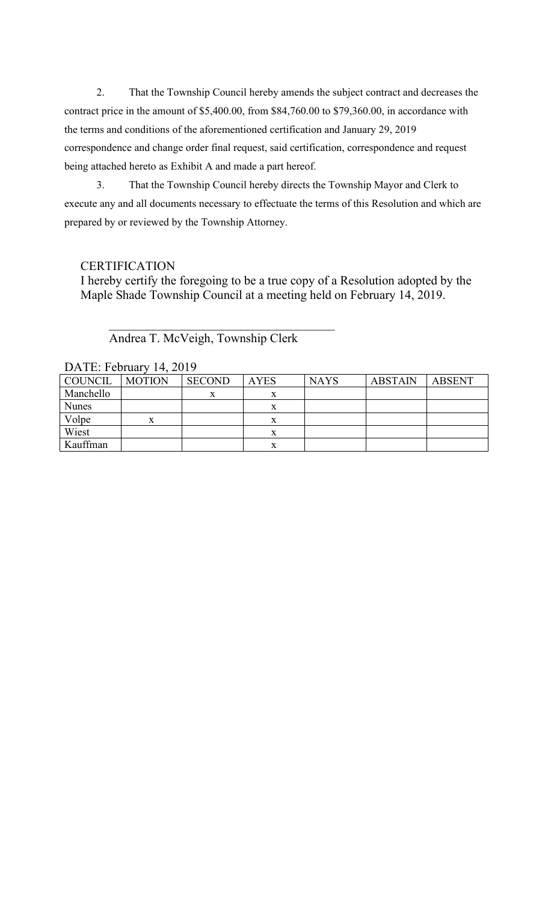2. That the Township Council hereby amends the subject contract and decreases the contract price in the amount of $5,400.00, from $84,760.00 to $79,360.00, in accordance with the terms and conditions of the aforementioned certification and January 29, 2019 correspondence and change order final request, said certification, correspondence and request being attached hereto as Exhibit A and made a part hereof.

3. That the Township Council hereby directs the Township Mayor and Clerk to execute any and all documents necessary to effectuate the terms of this Resolution and which are prepared by or reviewed by the Township Attorney.

CERTIFICATION

I hereby certify the foregoing to be a true copy of a Resolution adopted by the Maple Shade Township Council at a meeting held on February 14, 2019.

\_\_\_\_\_\_\_\_\_\_\_\_\_\_\_\_\_\_\_\_\_\_\_\_\_\_\_\_\_\_\_\_\_\_\_\_\_

Andrea T. McVeigh, Township Clerk

DATE: February 14, 2019

| COUNCIL | MOTION | SECOND | AYES | NAYS | ABSTAIN | ABSENT |
|---|---|---|---|---|---|---|
| Manchello | | x | x | | | |
| Nunes | | | x | | | |
| Volpe | x | | x | | | |
| Wiest | | | x | | | |
| Kauffman | | | x | | | |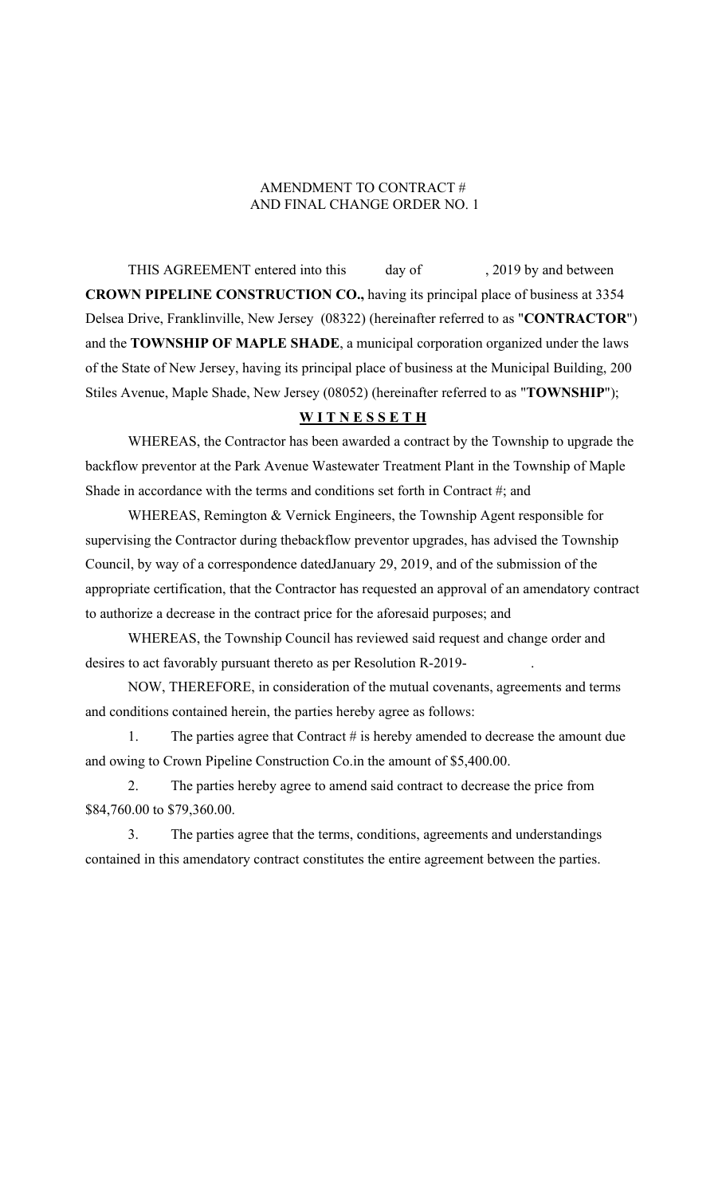AMENDMENT TO CONTRACT #
AND FINAL CHANGE ORDER NO. 1

THIS AGREEMENT entered into this day of , 2019 by and between **CROWN PIPELINE CONSTRUCTION CO.,** having its principal place of business at 3354 Delsea Drive, Franklinville, New Jersey (08322) (hereinafter referred to as "**CONTRACTOR**") and the **TOWNSHIP OF MAPLE SHADE**, a municipal corporation organized under the laws of the State of New Jersey, having its principal place of business at the Municipal Building, 200 Stiles Avenue, Maple Shade, New Jersey (08052) (hereinafter referred to as "**TOWNSHIP**");

**W I T N E S S E T H**

WHEREAS, the Contractor has been awarded a contract by the Township to upgrade the backflow preventor at the Park Avenue Wastewater Treatment Plant in the Township of Maple Shade in accordance with the terms and conditions set forth in Contract #; and

WHEREAS, Remington & Vernick Engineers, the Township Agent responsible for supervising the Contractor during thebackflow preventor upgrades, has advised the Township Council, by way of a correspondence datedJanuary 29, 2019, and of the submission of the appropriate certification, that the Contractor has requested an approval of an amendatory contract to authorize a decrease in the contract price for the aforesaid purposes; and

WHEREAS, the Township Council has reviewed said request and change order and desires to act favorably pursuant thereto as per Resolution R-2019- .

NOW, THEREFORE, in consideration of the mutual covenants, agreements and terms and conditions contained herein, the parties hereby agree as follows:

1. The parties agree that Contract # is hereby amended to decrease the amount due and owing to Crown Pipeline Construction Co.in the amount of $5,400.00.

2. The parties hereby agree to amend said contract to decrease the price from $84,760.00 to $79,360.00.

3. The parties agree that the terms, conditions, agreements and understandings contained in this amendatory contract constitutes the entire agreement between the parties.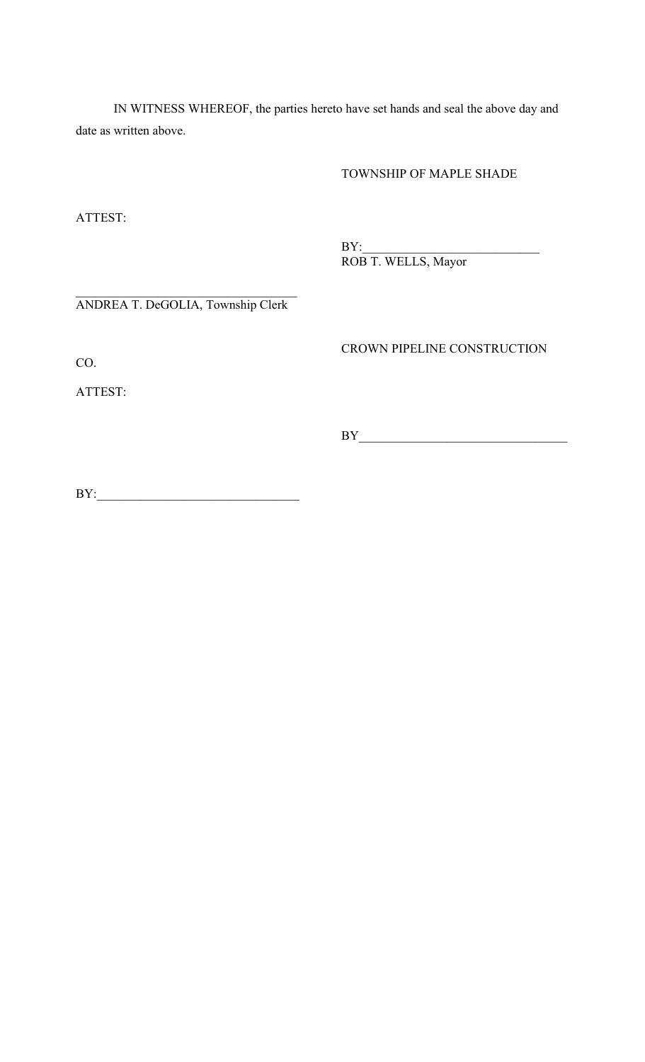IN WITNESS WHEREOF, the parties hereto have set hands and seal the above day and date as written above.

TOWNSHIP OF MAPLE SHADE

ATTEST:

BY:___________________________
ROB T. WELLS, Mayor

___________________________________
ANDREA T. DeGOLIA, Township Clerk

CROWN PIPELINE CONSTRUCTION CO.

ATTEST:

BY________________________________

BY:_______________________________